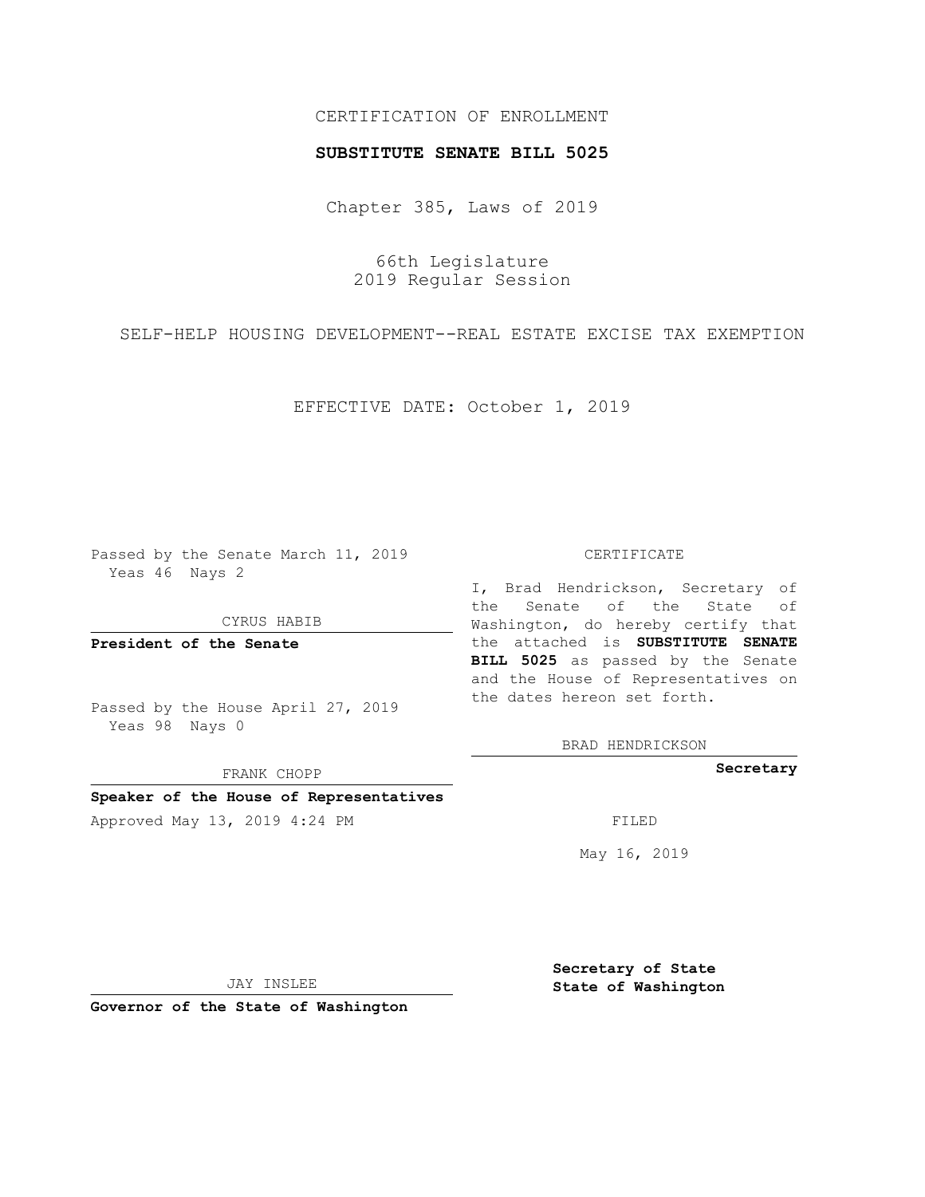CERTIFICATION OF ENROLLMENT

**SUBSTITUTE SENATE BILL 5025**

Chapter 385, Laws of 2019

66th Legislature
2019 Regular Session

SELF-HELP HOUSING DEVELOPMENT--REAL ESTATE EXCISE TAX EXEMPTION

EFFECTIVE DATE: October 1, 2019

Passed by the Senate March 11, 2019
Yeas 46 Nays 2

CYRUS HABIB

**President of the Senate**

Passed by the House April 27, 2019
Yeas 98 Nays 0

FRANK CHOPP

**Speaker of the House of Representatives**

Approved May 13, 2019 4:24 PM

JAY INSLEE

**Governor of the State of Washington**

CERTIFICATE

I, Brad Hendrickson, Secretary of the Senate of the State of Washington, do hereby certify that the attached is **SUBSTITUTE SENATE BILL 5025** as passed by the Senate and the House of Representatives on the dates hereon set forth.

BRAD HENDRICKSON

**Secretary**

FILED

May 16, 2019

**Secretary of State**
**State of Washington**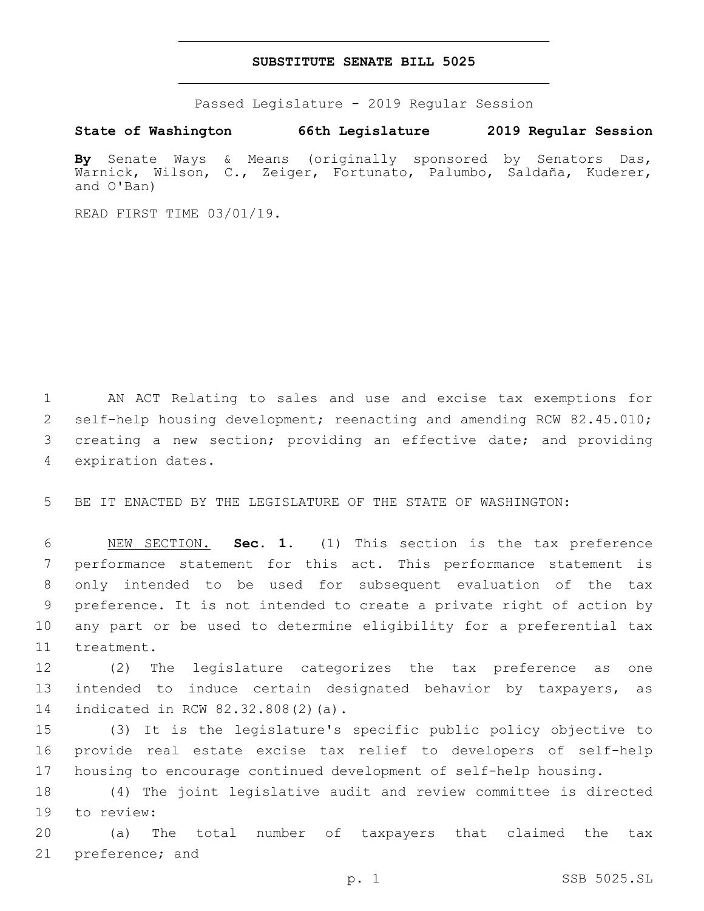# SUBSTITUTE SENATE BILL 5025

Passed Legislature - 2019 Regular Session

**State of Washington 66th Legislature 2019 Regular Session**

**By** Senate Ways & Means (originally sponsored by Senators Das, Warnick, Wilson, C., Zeiger, Fortunato, Palumbo, Saldaña, Kuderer, and O'Ban)

READ FIRST TIME 03/01/19.

AN ACT Relating to sales and use and excise tax exemptions for self-help housing development; reenacting and amending RCW 82.45.010; creating a new section; providing an effective date; and providing expiration dates.

BE IT ENACTED BY THE LEGISLATURE OF THE STATE OF WASHINGTON:

NEW SECTION. **Sec. 1.** (1) This section is the tax preference performance statement for this act. This performance statement is only intended to be used for subsequent evaluation of the tax preference. It is not intended to create a private right of action by any part or be used to determine eligibility for a preferential tax treatment.

(2) The legislature categorizes the tax preference as one intended to induce certain designated behavior by taxpayers, as indicated in RCW 82.32.808(2)(a).

(3) It is the legislature's specific public policy objective to provide real estate excise tax relief to developers of self-help housing to encourage continued development of self-help housing.

(4) The joint legislative audit and review committee is directed to review:

(a) The total number of taxpayers that claimed the tax preference; and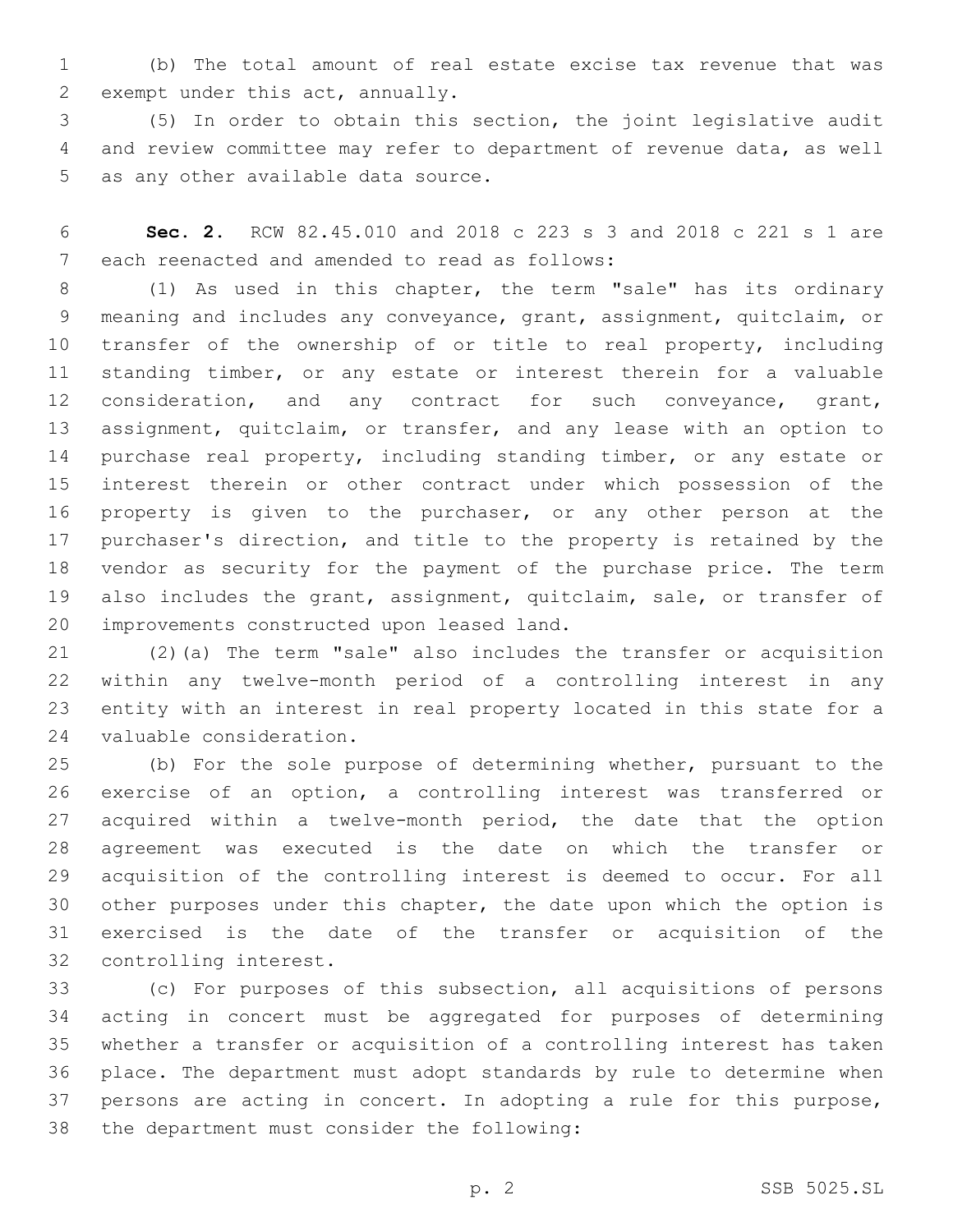(b) The total amount of real estate excise tax revenue that was exempt under this act, annually.

(5) In order to obtain this section, the joint legislative audit and review committee may refer to department of revenue data, as well as any other available data source.

**Sec. 2.** RCW 82.45.010 and 2018 c 223 s 3 and 2018 c 221 s 1 are each reenacted and amended to read as follows:

(1) As used in this chapter, the term "sale" has its ordinary meaning and includes any conveyance, grant, assignment, quitclaim, or transfer of the ownership of or title to real property, including standing timber, or any estate or interest therein for a valuable consideration, and any contract for such conveyance, grant, assignment, quitclaim, or transfer, and any lease with an option to purchase real property, including standing timber, or any estate or interest therein or other contract under which possession of the property is given to the purchaser, or any other person at the purchaser's direction, and title to the property is retained by the vendor as security for the payment of the purchase price. The term also includes the grant, assignment, quitclaim, sale, or transfer of improvements constructed upon leased land.

(2)(a) The term "sale" also includes the transfer or acquisition within any twelve-month period of a controlling interest in any entity with an interest in real property located in this state for a valuable consideration.

(b) For the sole purpose of determining whether, pursuant to the exercise of an option, a controlling interest was transferred or acquired within a twelve-month period, the date that the option agreement was executed is the date on which the transfer or acquisition of the controlling interest is deemed to occur. For all other purposes under this chapter, the date upon which the option is exercised is the date of the transfer or acquisition of the controlling interest.

(c) For purposes of this subsection, all acquisitions of persons acting in concert must be aggregated for purposes of determining whether a transfer or acquisition of a controlling interest has taken place. The department must adopt standards by rule to determine when persons are acting in concert. In adopting a rule for this purpose, the department must consider the following: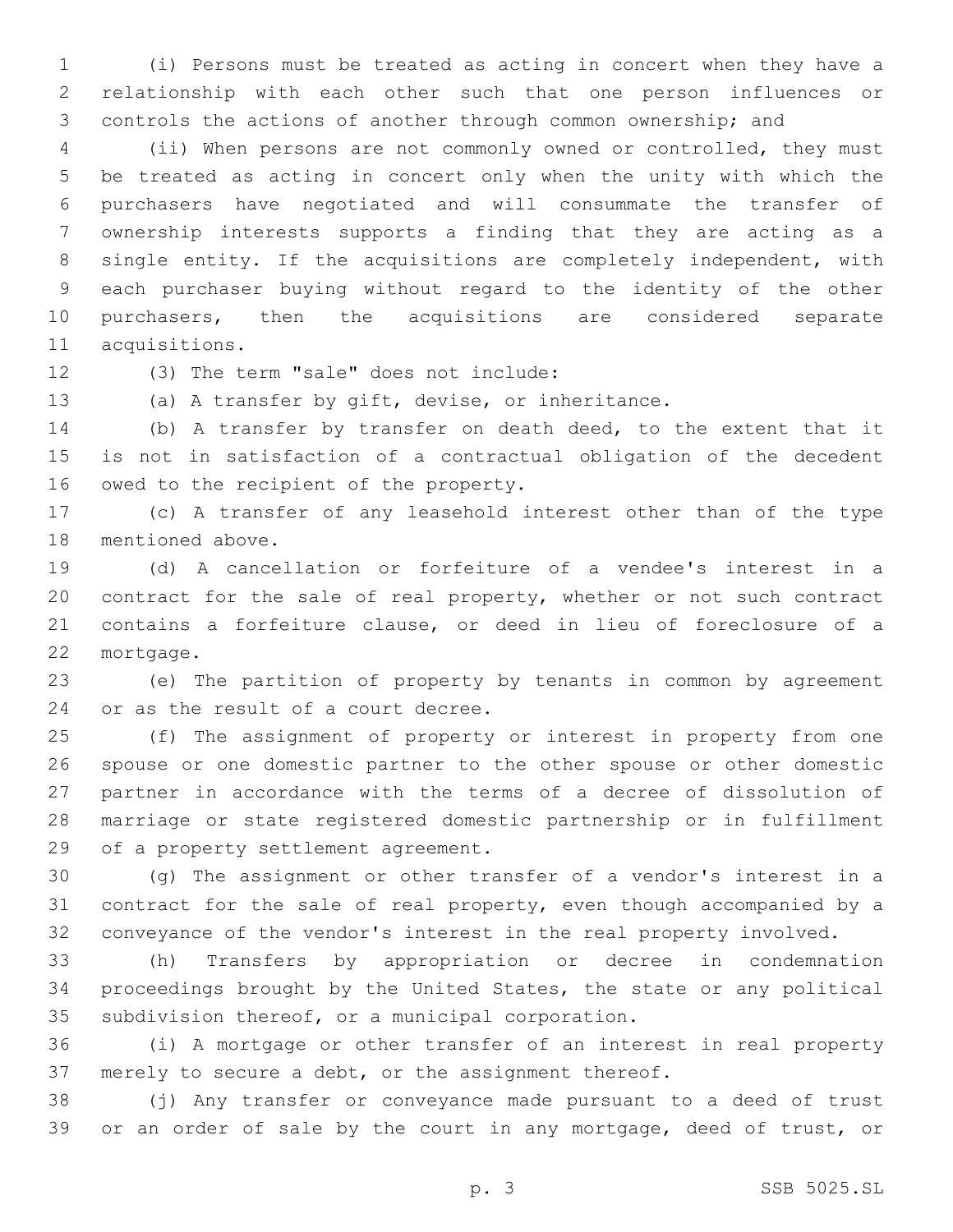(i) Persons must be treated as acting in concert when they have a relationship with each other such that one person influences or controls the actions of another through common ownership; and

(ii) When persons are not commonly owned or controlled, they must be treated as acting in concert only when the unity with which the purchasers have negotiated and will consummate the transfer of ownership interests supports a finding that they are acting as a single entity. If the acquisitions are completely independent, with each purchaser buying without regard to the identity of the other purchasers, then the acquisitions are considered separate acquisitions.

(3) The term "sale" does not include:

(a) A transfer by gift, devise, or inheritance.

(b) A transfer by transfer on death deed, to the extent that it is not in satisfaction of a contractual obligation of the decedent owed to the recipient of the property.

(c) A transfer of any leasehold interest other than of the type mentioned above.

(d) A cancellation or forfeiture of a vendee's interest in a contract for the sale of real property, whether or not such contract contains a forfeiture clause, or deed in lieu of foreclosure of a mortgage.

(e) The partition of property by tenants in common by agreement or as the result of a court decree.

(f) The assignment of property or interest in property from one spouse or one domestic partner to the other spouse or other domestic partner in accordance with the terms of a decree of dissolution of marriage or state registered domestic partnership or in fulfillment of a property settlement agreement.

(g) The assignment or other transfer of a vendor's interest in a contract for the sale of real property, even though accompanied by a conveyance of the vendor's interest in the real property involved.

(h) Transfers by appropriation or decree in condemnation proceedings brought by the United States, the state or any political subdivision thereof, or a municipal corporation.

(i) A mortgage or other transfer of an interest in real property merely to secure a debt, or the assignment thereof.

(j) Any transfer or conveyance made pursuant to a deed of trust or an order of sale by the court in any mortgage, deed of trust, or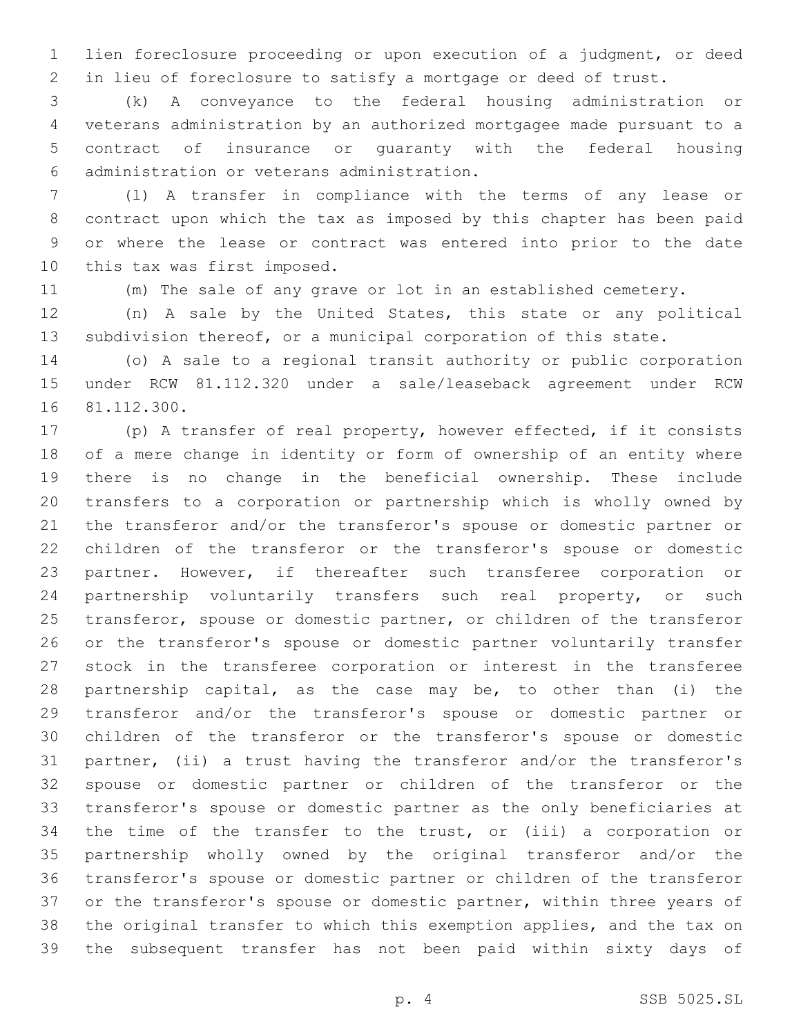lien foreclosure proceeding or upon execution of a judgment, or deed in lieu of foreclosure to satisfy a mortgage or deed of trust.

(k) A conveyance to the federal housing administration or veterans administration by an authorized mortgagee made pursuant to a contract of insurance or guaranty with the federal housing administration or veterans administration.

(l) A transfer in compliance with the terms of any lease or contract upon which the tax as imposed by this chapter has been paid or where the lease or contract was entered into prior to the date this tax was first imposed.

(m) The sale of any grave or lot in an established cemetery.

(n) A sale by the United States, this state or any political subdivision thereof, or a municipal corporation of this state.

(o) A sale to a regional transit authority or public corporation under RCW 81.112.320 under a sale/leaseback agreement under RCW 81.112.300.

(p) A transfer of real property, however effected, if it consists of a mere change in identity or form of ownership of an entity where there is no change in the beneficial ownership. These include transfers to a corporation or partnership which is wholly owned by the transferor and/or the transferor's spouse or domestic partner or children of the transferor or the transferor's spouse or domestic partner. However, if thereafter such transferee corporation or partnership voluntarily transfers such real property, or such transferor, spouse or domestic partner, or children of the transferor or the transferor's spouse or domestic partner voluntarily transfer stock in the transferee corporation or interest in the transferee partnership capital, as the case may be, to other than (i) the transferor and/or the transferor's spouse or domestic partner or children of the transferor or the transferor's spouse or domestic partner, (ii) a trust having the transferor and/or the transferor's spouse or domestic partner or children of the transferor or the transferor's spouse or domestic partner as the only beneficiaries at the time of the transfer to the trust, or (iii) a corporation or partnership wholly owned by the original transferor and/or the transferor's spouse or domestic partner or children of the transferor or the transferor's spouse or domestic partner, within three years of the original transfer to which this exemption applies, and the tax on the subsequent transfer has not been paid within sixty days of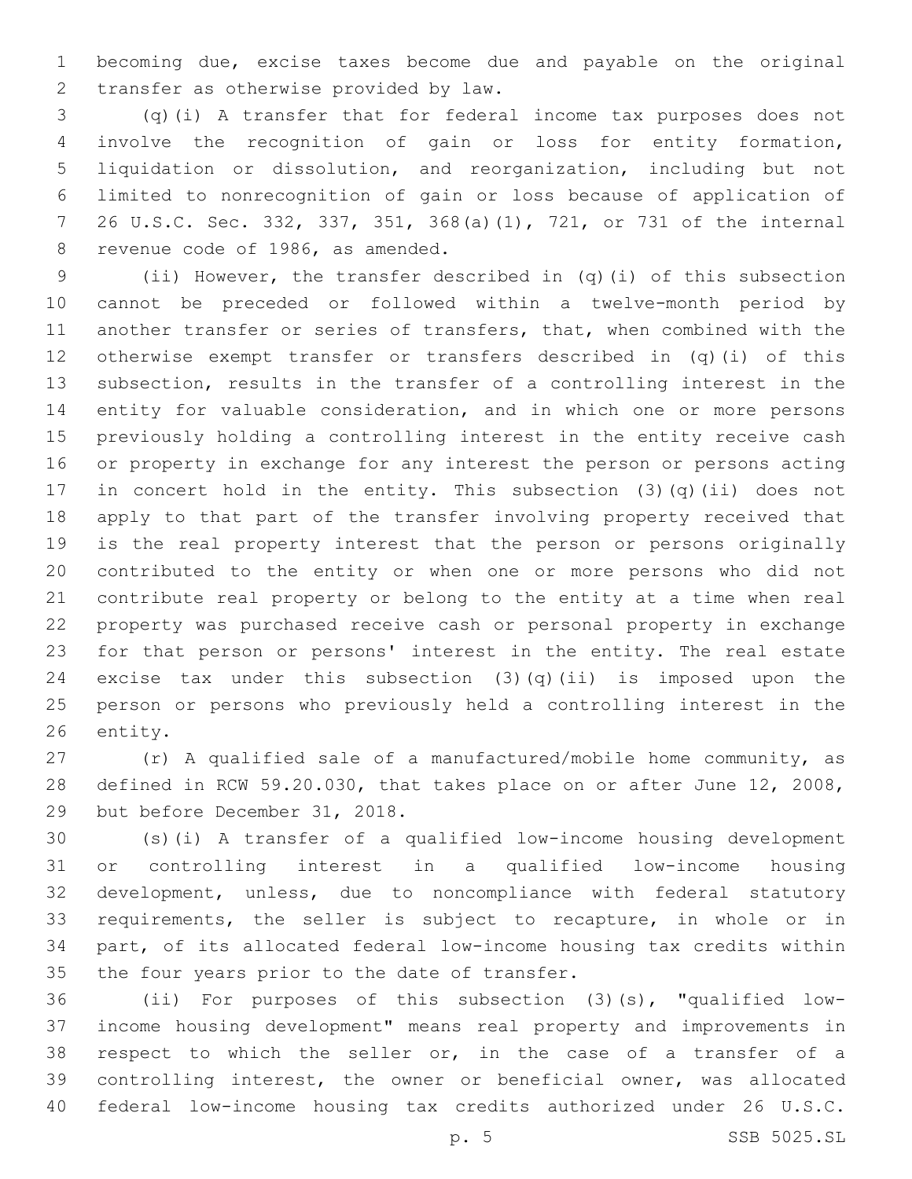becoming due, excise taxes become due and payable on the original transfer as otherwise provided by law.

(q)(i) A transfer that for federal income tax purposes does not involve the recognition of gain or loss for entity formation, liquidation or dissolution, and reorganization, including but not limited to nonrecognition of gain or loss because of application of 26 U.S.C. Sec. 332, 337, 351, 368(a)(1), 721, or 731 of the internal revenue code of 1986, as amended.

(ii) However, the transfer described in (q)(i) of this subsection cannot be preceded or followed within a twelve-month period by another transfer or series of transfers, that, when combined with the otherwise exempt transfer or transfers described in (q)(i) of this subsection, results in the transfer of a controlling interest in the entity for valuable consideration, and in which one or more persons previously holding a controlling interest in the entity receive cash or property in exchange for any interest the person or persons acting in concert hold in the entity. This subsection (3)(q)(ii) does not apply to that part of the transfer involving property received that is the real property interest that the person or persons originally contributed to the entity or when one or more persons who did not contribute real property or belong to the entity at a time when real property was purchased receive cash or personal property in exchange for that person or persons' interest in the entity. The real estate excise tax under this subsection (3)(q)(ii) is imposed upon the person or persons who previously held a controlling interest in the entity.

(r) A qualified sale of a manufactured/mobile home community, as defined in RCW 59.20.030, that takes place on or after June 12, 2008, but before December 31, 2018.

(s)(i) A transfer of a qualified low-income housing development or controlling interest in a qualified low-income housing development, unless, due to noncompliance with federal statutory requirements, the seller is subject to recapture, in whole or in part, of its allocated federal low-income housing tax credits within the four years prior to the date of transfer.

(ii) For purposes of this subsection (3)(s), "qualified low-income housing development" means real property and improvements in respect to which the seller or, in the case of a transfer of a controlling interest, the owner or beneficial owner, was allocated federal low-income housing tax credits authorized under 26 U.S.C.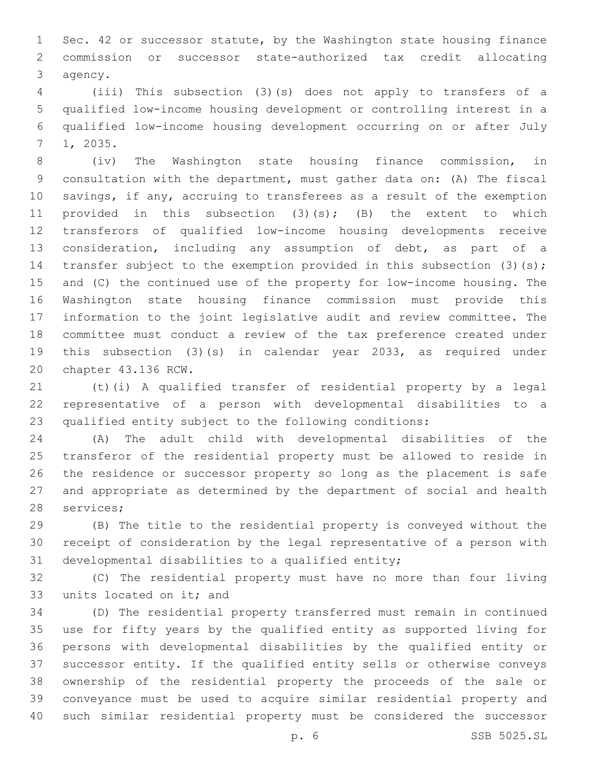Sec. 42 or successor statute, by the Washington state housing finance commission or successor state-authorized tax credit allocating agency.

(iii) This subsection (3)(s) does not apply to transfers of a qualified low-income housing development or controlling interest in a qualified low-income housing development occurring on or after July 1, 2035.

(iv) The Washington state housing finance commission, in consultation with the department, must gather data on: (A) The fiscal savings, if any, accruing to transferees as a result of the exemption provided in this subsection (3)(s); (B) the extent to which transferors of qualified low-income housing developments receive consideration, including any assumption of debt, as part of a transfer subject to the exemption provided in this subsection (3)(s); and (C) the continued use of the property for low-income housing. The Washington state housing finance commission must provide this information to the joint legislative audit and review committee. The committee must conduct a review of the tax preference created under this subsection (3)(s) in calendar year 2033, as required under chapter 43.136 RCW.

(t)(i) A qualified transfer of residential property by a legal representative of a person with developmental disabilities to a qualified entity subject to the following conditions:

(A) The adult child with developmental disabilities of the transferor of the residential property must be allowed to reside in the residence or successor property so long as the placement is safe and appropriate as determined by the department of social and health services;

(B) The title to the residential property is conveyed without the receipt of consideration by the legal representative of a person with developmental disabilities to a qualified entity;

(C) The residential property must have no more than four living units located on it; and

(D) The residential property transferred must remain in continued use for fifty years by the qualified entity as supported living for persons with developmental disabilities by the qualified entity or successor entity. If the qualified entity sells or otherwise conveys ownership of the residential property the proceeds of the sale or conveyance must be used to acquire similar residential property and such similar residential property must be considered the successor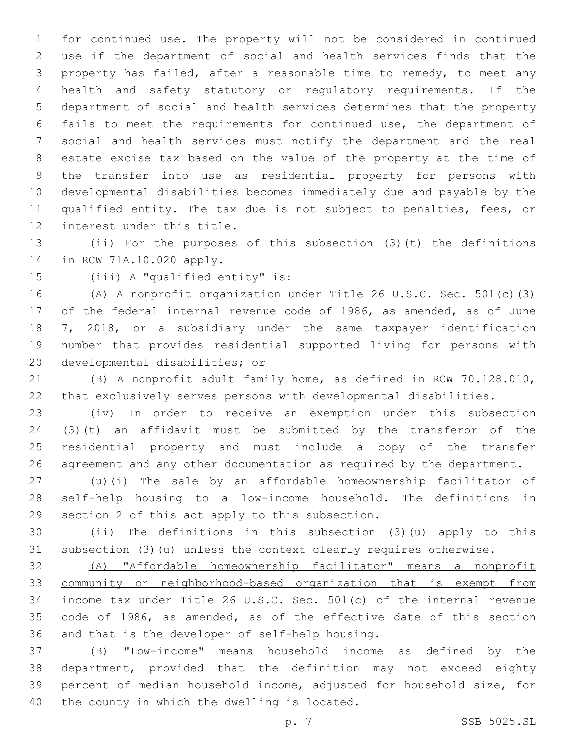for continued use. The property will not be considered in continued use if the department of social and health services finds that the property has failed, after a reasonable time to remedy, to meet any health and safety statutory or regulatory requirements. If the department of social and health services determines that the property fails to meet the requirements for continued use, the department of social and health services must notify the department and the real estate excise tax based on the value of the property at the time of the transfer into use as residential property for persons with developmental disabilities becomes immediately due and payable by the qualified entity. The tax due is not subject to penalties, fees, or interest under this title.

(ii) For the purposes of this subsection (3)(t) the definitions in RCW 71A.10.020 apply.

(iii) A "qualified entity" is:

(A) A nonprofit organization under Title 26 U.S.C. Sec. 501(c)(3) of the federal internal revenue code of 1986, as amended, as of June 7, 2018, or a subsidiary under the same taxpayer identification number that provides residential supported living for persons with developmental disabilities; or

(B) A nonprofit adult family home, as defined in RCW 70.128.010, that exclusively serves persons with developmental disabilities.

(iv) In order to receive an exemption under this subsection (3)(t) an affidavit must be submitted by the transferor of the residential property and must include a copy of the transfer agreement and any other documentation as required by the department.

<u>(u)(i) The sale by an affordable homeownership facilitator of self-help housing to a low-income household. The definitions in section 2 of this act apply to this subsection.</u>

<u>(ii) The definitions in this subsection (3)(u) apply to this subsection (3)(u) unless the context clearly requires otherwise.</u>

<u>(A) "Affordable homeownership facilitator" means a nonprofit community or neighborhood-based organization that is exempt from income tax under Title 26 U.S.C. Sec. 501(c) of the internal revenue code of 1986, as amended, as of the effective date of this section and that is the developer of self-help housing.</u>

<u>(B) "Low-income" means household income as defined by the department, provided that the definition may not exceed eighty percent of median household income, adjusted for household size, for the county in which the dwelling is located.</u>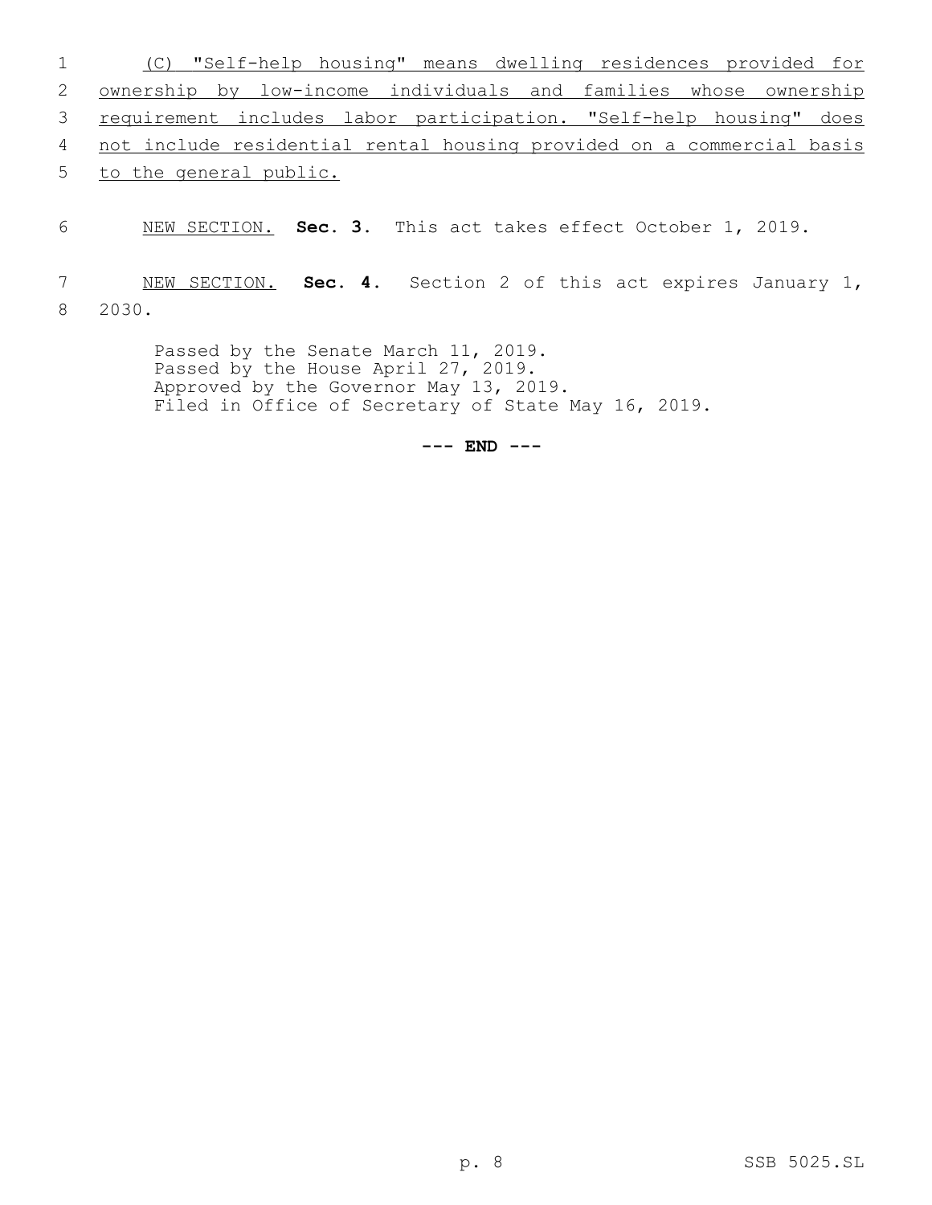(C) "Self-help housing" means dwelling residences provided for ownership by low-income individuals and families whose ownership requirement includes labor participation. "Self-help housing" does not include residential rental housing provided on a commercial basis to the general public.

NEW SECTION. **Sec. 3.** This act takes effect October 1, 2019.

NEW SECTION. **Sec. 4.** Section 2 of this act expires January 1, 2030.

Passed by the Senate March 11, 2019.
Passed by the House April 27, 2019.
Approved by the Governor May 13, 2019.
Filed in Office of Secretary of State May 16, 2019.

**--- END ---**